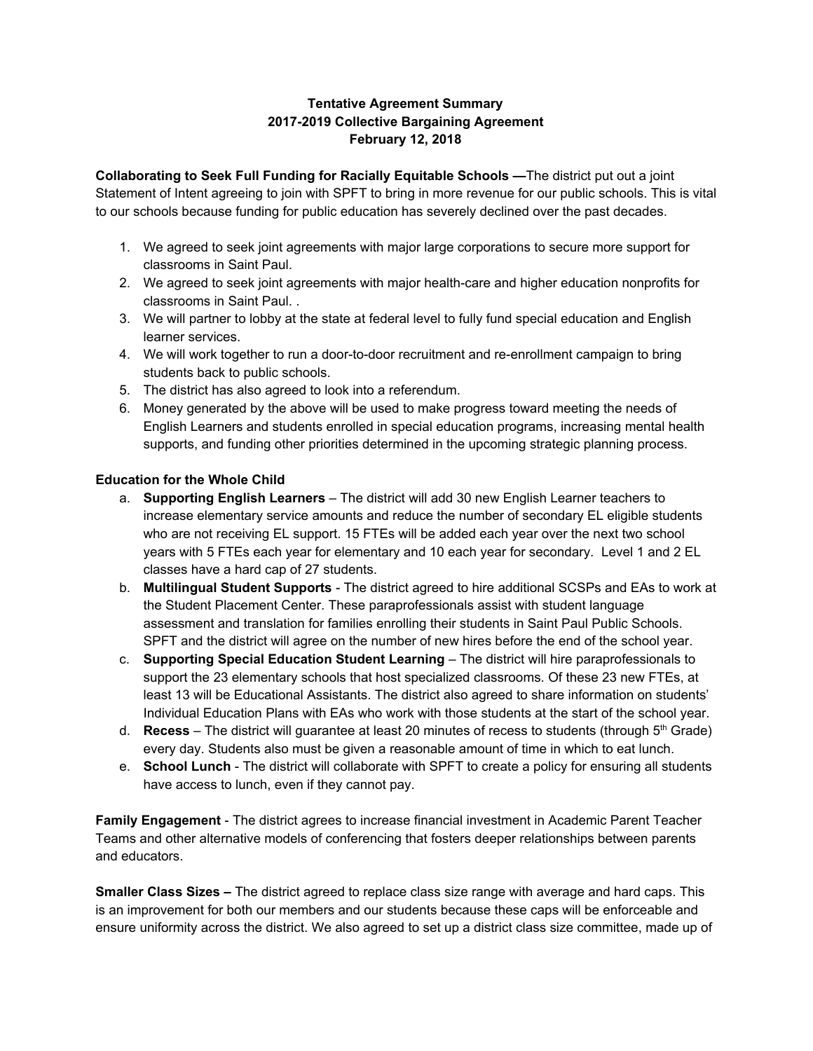**Tentative Agreement Summary**
**2017-2019 Collective Bargaining Agreement**
**February 12, 2018**

**Collaborating to Seek Full Funding for Racially Equitable Schools —**The district put out a joint Statement of Intent agreeing to join with SPFT to bring in more revenue for our public schools. This is vital to our schools because funding for public education has severely declined over the past decades.

1. We agreed to seek joint agreements with major large corporations to secure more support for classrooms in Saint Paul.
2. We agreed to seek joint agreements with major health-care and higher education nonprofits for classrooms in Saint Paul. .
3. We will partner to lobby at the state at federal level to fully fund special education and English learner services.
4. We will work together to run a door-to-door recruitment and re-enrollment campaign to bring students back to public schools.
5. The district has also agreed to look into a referendum.
6. Money generated by the above will be used to make progress toward meeting the needs of English Learners and students enrolled in special education programs, increasing mental health supports, and funding other priorities determined in the upcoming strategic planning process.

**Education for the Whole Child**

a. **Supporting English Learners** – The district will add 30 new English Learner teachers to increase elementary service amounts and reduce the number of secondary EL eligible students who are not receiving EL support. 15 FTEs will be added each year over the next two school years with 5 FTEs each year for elementary and 10 each year for secondary. Level 1 and 2 EL classes have a hard cap of 27 students.

b. **Multilingual Student Supports** - The district agreed to hire additional SCSPs and EAs to work at the Student Placement Center. These paraprofessionals assist with student language assessment and translation for families enrolling their students in Saint Paul Public Schools. SPFT and the district will agree on the number of new hires before the end of the school year.

c. **Supporting Special Education Student Learning** – The district will hire paraprofessionals to support the 23 elementary schools that host specialized classrooms. Of these 23 new FTEs, at least 13 will be Educational Assistants. The district also agreed to share information on students' Individual Education Plans with EAs who work with those students at the start of the school year.

d. **Recess** – The district will guarantee at least 20 minutes of recess to students (through 5th Grade) every day. Students also must be given a reasonable amount of time in which to eat lunch.

e. **School Lunch** - The district will collaborate with SPFT to create a policy for ensuring all students have access to lunch, even if they cannot pay.

**Family Engagement** - The district agrees to increase financial investment in Academic Parent Teacher Teams and other alternative models of conferencing that fosters deeper relationships between parents and educators.

**Smaller Class Sizes –** The district agreed to replace class size range with average and hard caps. This is an improvement for both our members and our students because these caps will be enforceable and ensure uniformity across the district. We also agreed to set up a district class size committee, made up of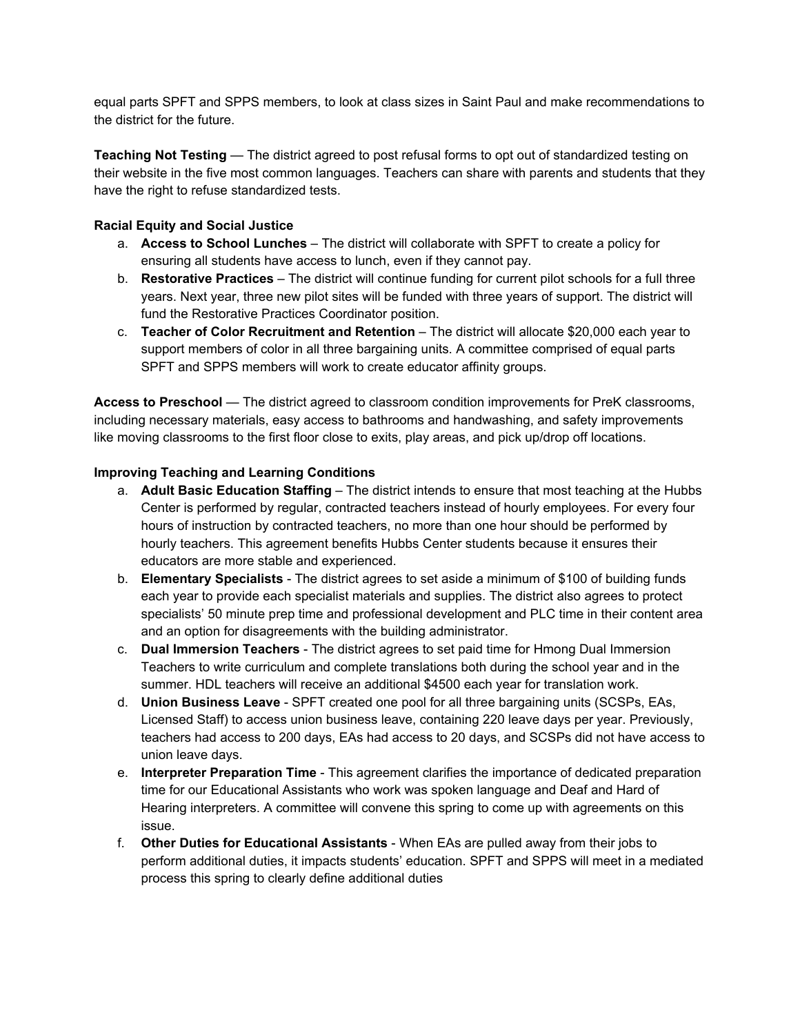equal parts SPFT and SPPS members, to look at class sizes in Saint Paul and make recommendations to the district for the future.

**Teaching Not Testing** — The district agreed to post refusal forms to opt out of standardized testing on their website in the five most common languages. Teachers can share with parents and students that they have the right to refuse standardized tests.

**Racial Equity and Social Justice**

a. **Access to School Lunches** – The district will collaborate with SPFT to create a policy for ensuring all students have access to lunch, even if they cannot pay.
b. **Restorative Practices** – The district will continue funding for current pilot schools for a full three years. Next year, three new pilot sites will be funded with three years of support. The district will fund the Restorative Practices Coordinator position.
c. **Teacher of Color Recruitment and Retention** – The district will allocate $20,000 each year to support members of color in all three bargaining units. A committee comprised of equal parts SPFT and SPPS members will work to create educator affinity groups.

**Access to Preschool** — The district agreed to classroom condition improvements for PreK classrooms, including necessary materials, easy access to bathrooms and handwashing, and safety improvements like moving classrooms to the first floor close to exits, play areas, and pick up/drop off locations.

**Improving Teaching and Learning Conditions**

a. **Adult Basic Education Staffing** – The district intends to ensure that most teaching at the Hubbs Center is performed by regular, contracted teachers instead of hourly employees. For every four hours of instruction by contracted teachers, no more than one hour should be performed by hourly teachers. This agreement benefits Hubbs Center students because it ensures their educators are more stable and experienced.
b. **Elementary Specialists** - The district agrees to set aside a minimum of $100 of building funds each year to provide each specialist materials and supplies. The district also agrees to protect specialists' 50 minute prep time and professional development and PLC time in their content area and an option for disagreements with the building administrator.
c. **Dual Immersion Teachers** - The district agrees to set paid time for Hmong Dual Immersion Teachers to write curriculum and complete translations both during the school year and in the summer. HDL teachers will receive an additional $4500 each year for translation work.
d. **Union Business Leave** - SPFT created one pool for all three bargaining units (SCSPs, EAs, Licensed Staff) to access union business leave, containing 220 leave days per year. Previously, teachers had access to 200 days, EAs had access to 20 days, and SCSPs did not have access to union leave days.
e. **Interpreter Preparation Time** - This agreement clarifies the importance of dedicated preparation time for our Educational Assistants who work was spoken language and Deaf and Hard of Hearing interpreters. A committee will convene this spring to come up with agreements on this issue.
f. **Other Duties for Educational Assistants** - When EAs are pulled away from their jobs to perform additional duties, it impacts students' education. SPFT and SPPS will meet in a mediated process this spring to clearly define additional duties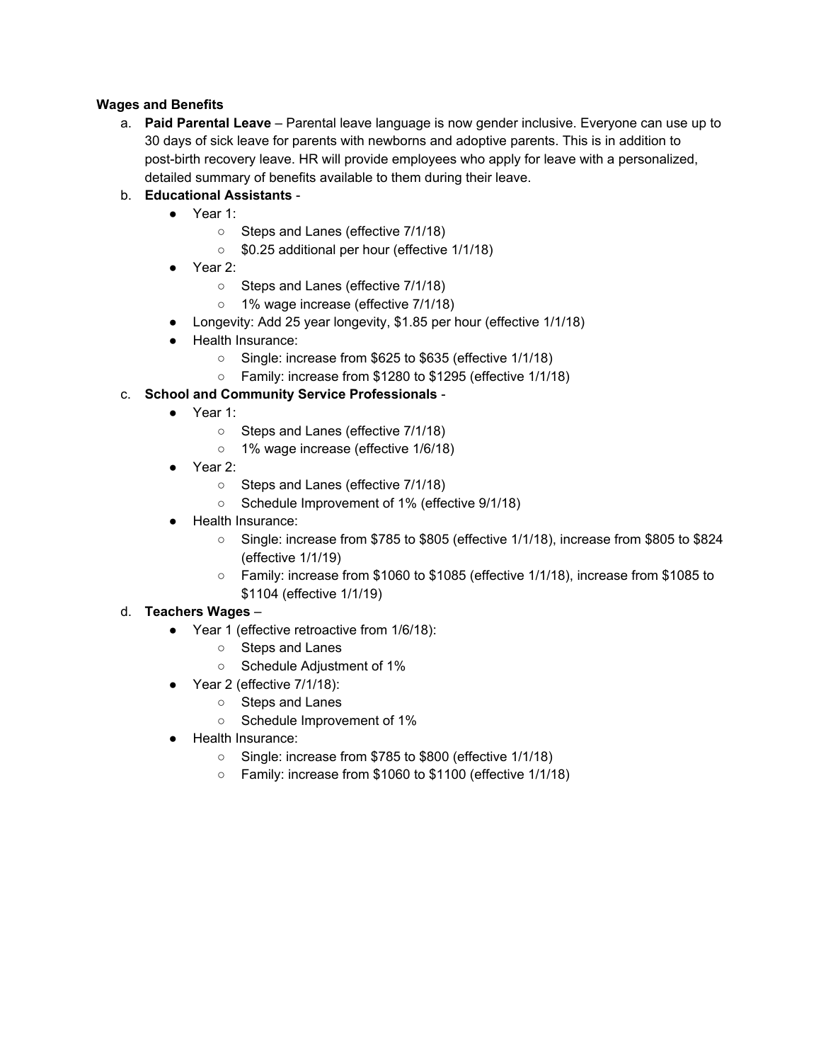**Wages and Benefits**

a. **Paid Parental Leave** – Parental leave language is now gender inclusive. Everyone can use up to 30 days of sick leave for parents with newborns and adoptive parents. This is in addition to post-birth recovery leave. HR will provide employees who apply for leave with a personalized, detailed summary of benefits available to them during their leave.

b. **Educational Assistants** -
   - Year 1:
     - Steps and Lanes (effective 7/1/18)
     - $0.25 additional per hour (effective 1/1/18)
   - Year 2:
     - Steps and Lanes (effective 7/1/18)
     - 1% wage increase (effective 7/1/18)
   - Longevity: Add 25 year longevity, $1.85 per hour (effective 1/1/18)
   - Health Insurance:
     - Single: increase from $625 to $635 (effective 1/1/18)
     - Family: increase from $1280 to $1295 (effective 1/1/18)

c. **School and Community Service Professionals** -
   - Year 1:
     - Steps and Lanes (effective 7/1/18)
     - 1% wage increase (effective 1/6/18)
   - Year 2:
     - Steps and Lanes (effective 7/1/18)
     - Schedule Improvement of 1% (effective 9/1/18)
   - Health Insurance:
     - Single: increase from $785 to $805 (effective 1/1/18), increase from $805 to $824 (effective 1/1/19)
     - Family: increase from $1060 to $1085 (effective 1/1/18), increase from $1085 to $1104 (effective 1/1/19)

d. **Teachers Wages** –
   - Year 1 (effective retroactive from 1/6/18):
     - Steps and Lanes
     - Schedule Adjustment of 1%
   - Year 2 (effective 7/1/18):
     - Steps and Lanes
     - Schedule Improvement of 1%
   - Health Insurance:
     - Single: increase from $785 to $800 (effective 1/1/18)
     - Family: increase from $1060 to $1100 (effective 1/1/18)